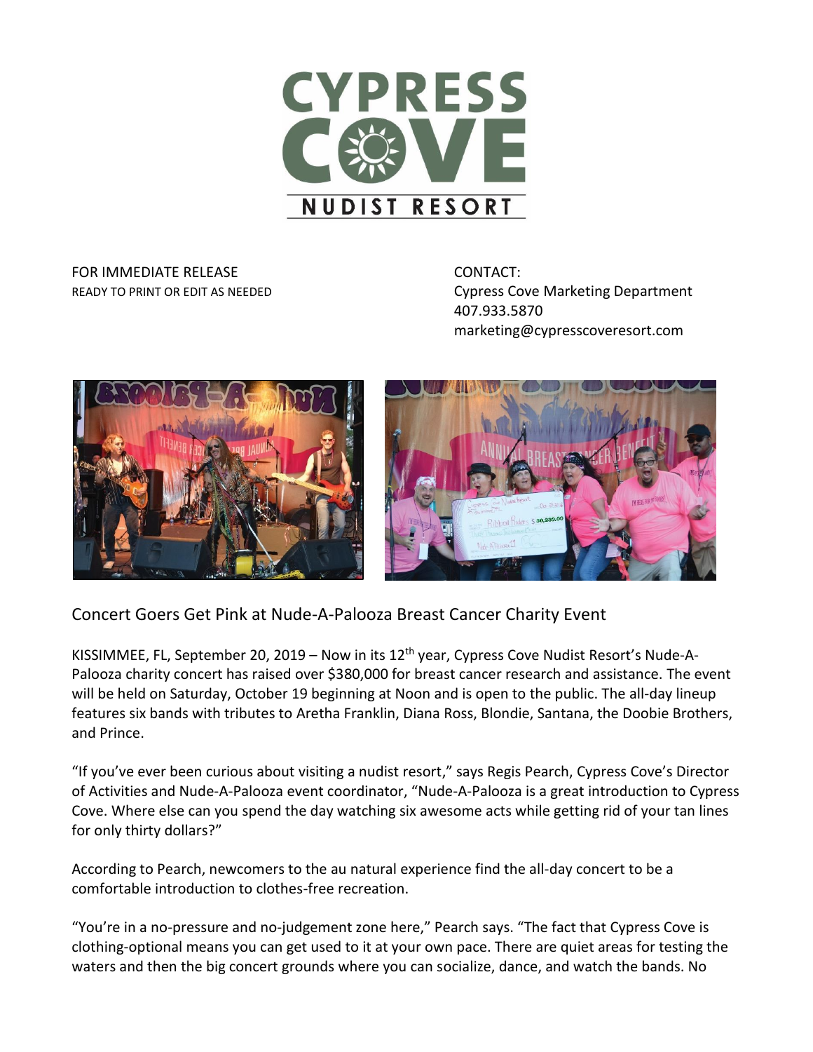# CYPRESS COVE

NUDIST RESORT

FOR IMMEDIATE RELEASE
READY TO PRINT OR EDIT AS NEEDED

CONTACT:
Cypress Cove Marketing Department
407.933.5870
marketing@cypresscoveresort.com

## Concert Goers Get Pink at Nude-A-Palooza Breast Cancer Charity Event

KISSIMMEE, FL, September 20, 2019 – Now in its 12th year, Cypress Cove Nudist Resort's Nude-A-Palooza charity concert has raised over $380,000 for breast cancer research and assistance. The event will be held on Saturday, October 19 beginning at Noon and is open to the public. The all-day lineup features six bands with tributes to Aretha Franklin, Diana Ross, Blondie, Santana, the Doobie Brothers, and Prince.

"If you've ever been curious about visiting a nudist resort," says Regis Pearch, Cypress Cove's Director of Activities and Nude-A-Palooza event coordinator, "Nude-A-Palooza is a great introduction to Cypress Cove. Where else can you spend the day watching six awesome acts while getting rid of your tan lines for only thirty dollars?"

According to Pearch, newcomers to the au natural experience find the all-day concert to be a comfortable introduction to clothes-free recreation.

"You're in a no-pressure and no-judgement zone here," Pearch says. "The fact that Cypress Cove is clothing-optional means you can get used to it at your own pace. There are quiet areas for testing the waters and then the big concert grounds where you can socialize, dance, and watch the bands. No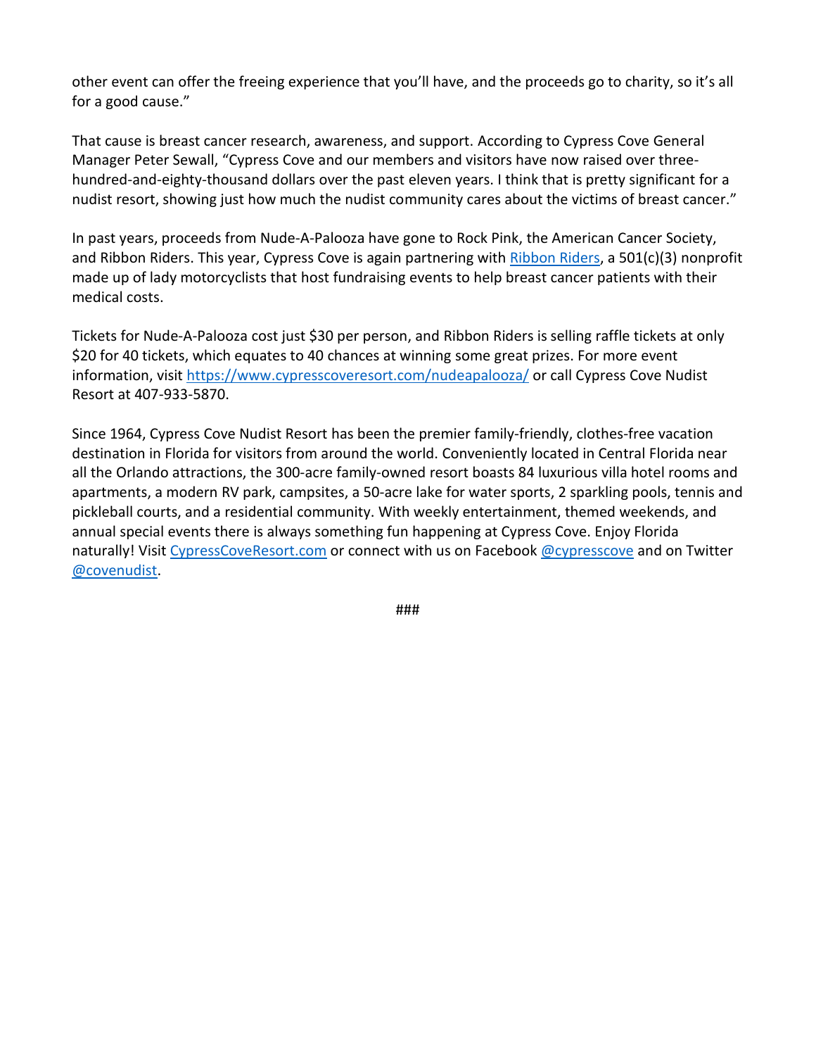other event can offer the freeing experience that you'll have, and the proceeds go to charity, so it's all for a good cause."

That cause is breast cancer research, awareness, and support. According to Cypress Cove General Manager Peter Sewall, "Cypress Cove and our members and visitors have now raised over three-hundred-and-eighty-thousand dollars over the past eleven years. I think that is pretty significant for a nudist resort, showing just how much the nudist community cares about the victims of breast cancer."

In past years, proceeds from Nude-A-Palooza have gone to Rock Pink, the American Cancer Society, and Ribbon Riders. This year, Cypress Cove is again partnering with Ribbon Riders, a 501(c)(3) nonprofit made up of lady motorcyclists that host fundraising events to help breast cancer patients with their medical costs.

Tickets for Nude-A-Palooza cost just $30 per person, and Ribbon Riders is selling raffle tickets at only $20 for 40 tickets, which equates to 40 chances at winning some great prizes. For more event information, visit https://www.cypresscoveresort.com/nudeapalooza/ or call Cypress Cove Nudist Resort at 407-933-5870.

Since 1964, Cypress Cove Nudist Resort has been the premier family-friendly, clothes-free vacation destination in Florida for visitors from around the world. Conveniently located in Central Florida near all the Orlando attractions, the 300-acre family-owned resort boasts 84 luxurious villa hotel rooms and apartments, a modern RV park, campsites, a 50-acre lake for water sports, 2 sparkling pools, tennis and pickleball courts, and a residential community. With weekly entertainment, themed weekends, and annual special events there is always something fun happening at Cypress Cove. Enjoy Florida naturally! Visit CypressCoveResort.com or connect with us on Facebook @cypresscove and on Twitter @covenudist.

###